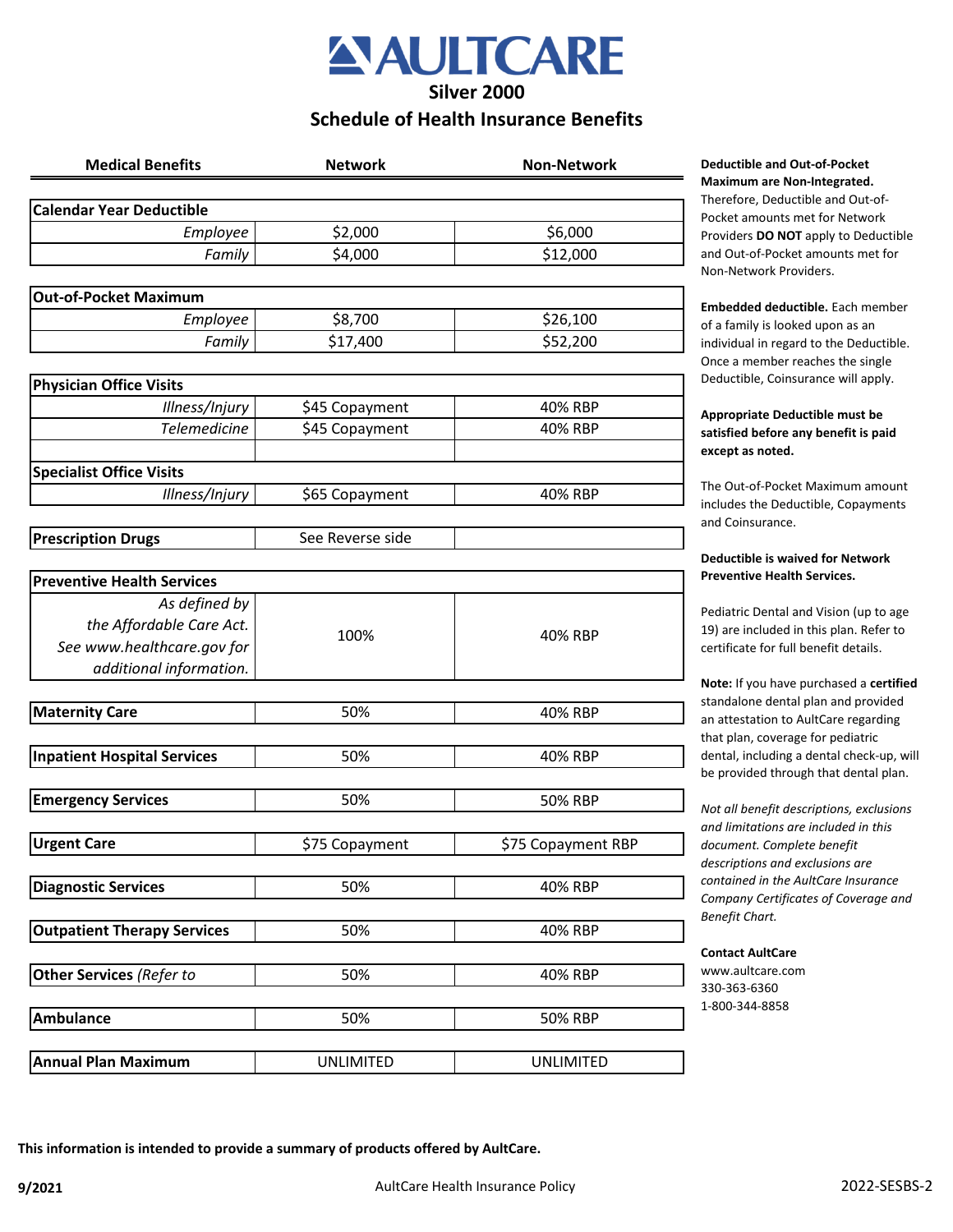# AULTCARE

## Silver 2000

## Schedule of Health Insurance Benefits

| Medical Benefits | | Network | Non-Network |
|---|---|---|---|
| **Calendar Year Deductible** | | | |
| | *Employee* | $2,000 | $6,000 |
| | *Family* | $4,000 | $12,000 |
| **Out-of-Pocket Maximum** | | | |
| | *Employee* | $8,700 | $26,100 |
| | *Family* | $17,400 | $52,200 |
| **Physician Office Visits** | | | |
| | *Illness/Injury* | $45 Copayment | 40% RBP |
| | *Telemedicine* | $45 Copayment | 40% RBP |
| **Specialist Office Visits** | | | |
| | *Illness/Injury* | $65 Copayment | 40% RBP |
| **Prescription Drugs** | | See Reverse side | |
| **Preventive Health Services** | | | |
| | *As defined by the Affordable Care Act. See www.healthcare.gov for additional information.* | 100% | 40% RBP |
| **Maternity Care** | | 50% | 40% RBP |
| **Inpatient Hospital Services** | | 50% | 40% RBP |
| **Emergency Services** | | 50% | 50% RBP |
| **Urgent Care** | | $75 Copayment | $75 Copayment RBP |
| **Diagnostic Services** | | 50% | 40% RBP |
| **Outpatient Therapy Services** | | 50% | 40% RBP |
| **Other Services** *(Refer to* | | 50% | 40% RBP |
| **Ambulance** | | 50% | 50% RBP |
| **Annual Plan Maximum** | | UNLIMITED | UNLIMITED |

**Deductible and Out-of-Pocket Maximum are Non-Integrated.** Therefore, Deductible and Out-of-Pocket amounts met for Network Providers **DO NOT** apply to Deductible and Out-of-Pocket amounts met for Non-Network Providers.

**Embedded deductible.** Each member of a family is looked upon as an individual in regard to the Deductible. Once a member reaches the single Deductible, Coinsurance will apply.

**Appropriate Deductible must be satisfied before any benefit is paid except as noted.**

The Out-of-Pocket Maximum amount includes the Deductible, Copayments and Coinsurance.

**Deductible is waived for Network Preventive Health Services.**

Pediatric Dental and Vision (up to age 19) are included in this plan. Refer to certificate for full benefit details.

**Note:** If you have purchased a **certified** standalone dental plan and provided an attestation to AultCare regarding that plan, coverage for pediatric dental, including a dental check-up, will be provided through that dental plan.

*Not all benefit descriptions, exclusions and limitations are included in this document. Complete benefit descriptions and exclusions are contained in the AultCare Insurance Company Certificates of Coverage and Benefit Chart.*

**Contact AultCare**
www.aultcare.com
330-363-6360
1-800-344-8858

**This information is intended to provide a summary of products offered by AultCare.**

9/2021 AultCare Health Insurance Policy 2022-SESBS-2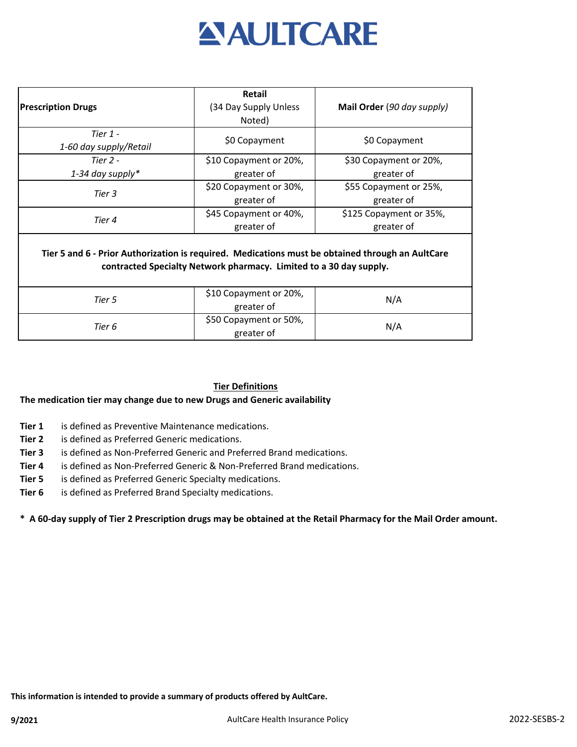# AULTCARE

| Prescription Drugs | Retail (34 Day Supply Unless Noted) | **Mail Order** (*90 day supply*) |
|---|---|---|
| *Tier 1 - 1-60 day supply/Retail* | $0 Copayment | $0 Copayment |
| *Tier 2 - 1-34 day supply** | $10 Copayment or 20%, greater of | $30 Copayment or 20%, greater of |
| *Tier 3* | $20 Copayment or 30%, greater of | $55 Copayment or 25%, greater of |
| *Tier 4* | $45 Copayment or 40%, greater of | $125 Copayment or 35%, greater of |
| **Tier 5 and 6 - Prior Authorization is required. Medications must be obtained through an AultCare contracted Specialty Network pharmacy. Limited to a 30 day supply.** | | |
| *Tier 5* | $10 Copayment or 20%, greater of | N/A |
| *Tier 6* | $50 Copayment or 50%, greater of | N/A |

**Tier Definitions**

**The medication tier may change due to new Drugs and Generic availability**

- **Tier 1** is defined as Preventive Maintenance medications.
- **Tier 2** is defined as Preferred Generic medications.
- **Tier 3** is defined as Non-Preferred Generic and Preferred Brand medications.
- **Tier 4** is defined as Non-Preferred Generic & Non-Preferred Brand medications.
- **Tier 5** is defined as Preferred Generic Specialty medications.
- **Tier 6** is defined as Preferred Brand Specialty medications.

**\* A 60-day supply of Tier 2 Prescription drugs may be obtained at the Retail Pharmacy for the Mail Order amount.**

**This information is intended to provide a summary of products offered by AultCare.**

**9/2021** AultCare Health Insurance Policy 2022-SESBS-2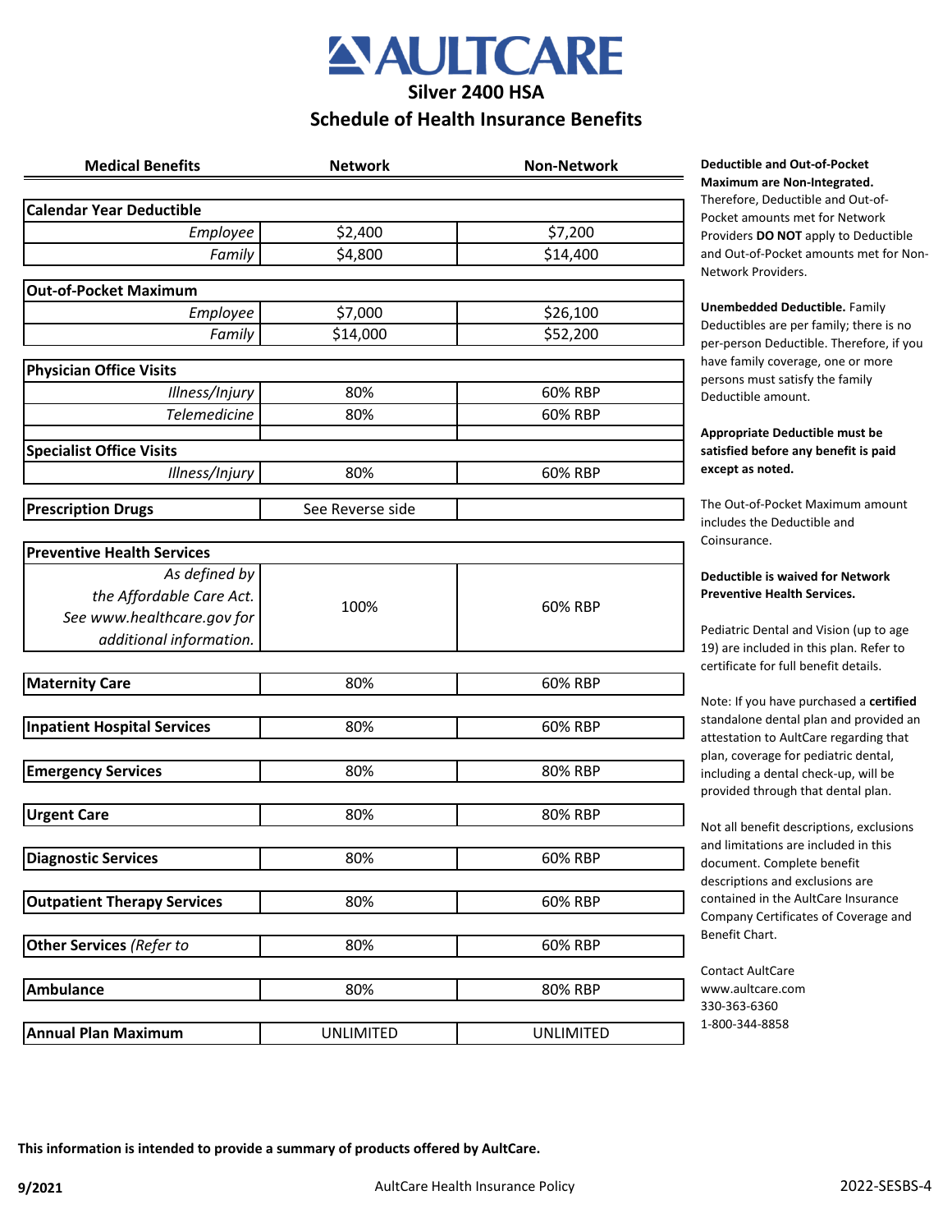# AULTCARE

## Silver 2400 HSA

## Schedule of Health Insurance Benefits

| Medical Benefits | Network | Non-Network |
|---|---|---|
| **Calendar Year Deductible** | | |
| *Employee* | $2,400 | $7,200 |
| *Family* | $4,800 | $14,400 |
| **Out-of-Pocket Maximum** | | |
| *Employee* | $7,000 | $26,100 |
| *Family* | $14,000 | $52,200 |
| **Physician Office Visits** | | |
| *Illness/Injury* | 80% | 60% RBP |
| *Telemedicine* | 80% | 60% RBP |
| **Specialist Office Visits** | | |
| *Illness/Injury* | 80% | 60% RBP |
| **Prescription Drugs** | See Reverse side | |
| **Preventive Health Services** | | |
| *As defined by the Affordable Care Act. See www.healthcare.gov for additional information.* | 100% | 60% RBP |
| **Maternity Care** | 80% | 60% RBP |
| **Inpatient Hospital Services** | 80% | 60% RBP |
| **Emergency Services** | 80% | 80% RBP |
| **Urgent Care** | 80% | 80% RBP |
| **Diagnostic Services** | 80% | 60% RBP |
| **Outpatient Therapy Services** | 80% | 60% RBP |
| **Other Services** *(Refer to* | 80% | 60% RBP |
| **Ambulance** | 80% | 80% RBP |
| **Annual Plan Maximum** | UNLIMITED | UNLIMITED |

**Deductible and Out-of-Pocket Maximum are Non-Integrated.** Therefore, Deductible and Out-of-Pocket amounts met for Network Providers **DO NOT** apply to Deductible and Out-of-Pocket amounts met for Non-Network Providers.

**Unembedded Deductible.** Family Deductibles are per family; there is no per-person Deductible. Therefore, if you have family coverage, one or more persons must satisfy the family Deductible amount.

**Appropriate Deductible must be satisfied before any benefit is paid except as noted.**

The Out-of-Pocket Maximum amount includes the Deductible and Coinsurance.

**Deductible is waived for Network Preventive Health Services.**

Pediatric Dental and Vision (up to age 19) are included in this plan. Refer to certificate for full benefit details.

Note: If you have purchased a **certified** standalone dental plan and provided an attestation to AultCare regarding that plan, coverage for pediatric dental, including a dental check-up, will be provided through that dental plan.

Not all benefit descriptions, exclusions and limitations are included in this document. Complete benefit descriptions and exclusions are contained in the AultCare Insurance Company Certificates of Coverage and Benefit Chart.

Contact AultCare
www.aultcare.com
330-363-6360
1-800-344-8858

**This information is intended to provide a summary of products offered by AultCare.**

**9/2021** AultCare Health Insurance Policy 2022-SESBS-4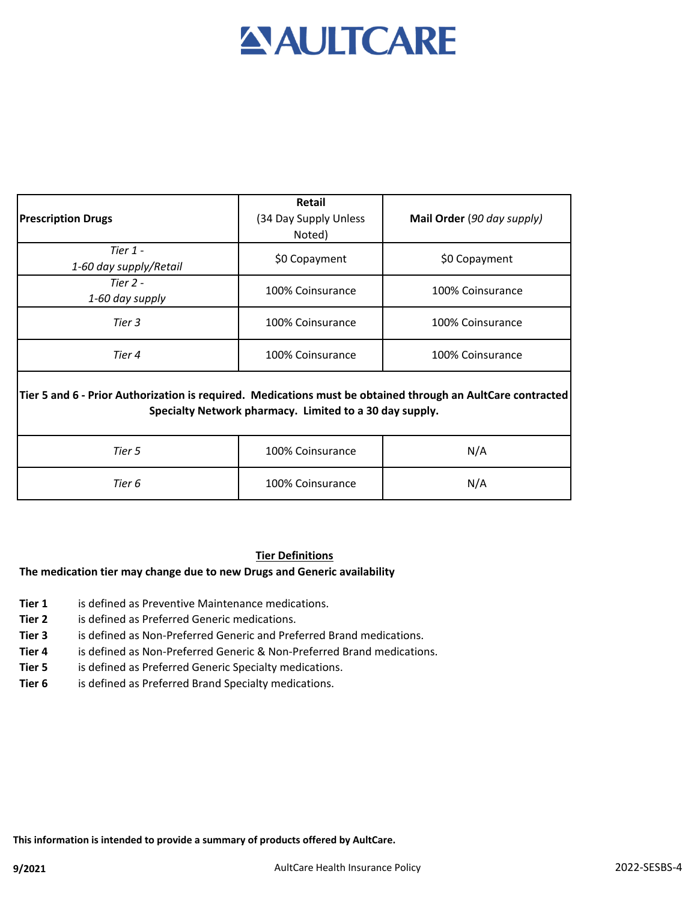# AULTCARE

| **Prescription Drugs** | **Retail** (34 Day Supply Unless Noted) | **Mail Order** (*90 day supply*) |
|---|---|---|
| *Tier 1 - 1-60 day supply/Retail* | $0 Copayment | $0 Copayment |
| *Tier 2 - 1-60 day supply* | 100% Coinsurance | 100% Coinsurance |
| *Tier 3* | 100% Coinsurance | 100% Coinsurance |
| *Tier 4* | 100% Coinsurance | 100% Coinsurance |
| **Tier 5 and 6 - Prior Authorization is required. Medications must be obtained through an AultCare contracted Specialty Network pharmacy. Limited to a 30 day supply.** | | |
| *Tier 5* | 100% Coinsurance | N/A |
| *Tier 6* | 100% Coinsurance | N/A |

## Tier Definitions

**The medication tier may change due to new Drugs and Generic availability**

- **Tier 1** is defined as Preventive Maintenance medications.
- **Tier 2** is defined as Preferred Generic medications.
- **Tier 3** is defined as Non-Preferred Generic and Preferred Brand medications.
- **Tier 4** is defined as Non-Preferred Generic & Non-Preferred Brand medications.
- **Tier 5** is defined as Preferred Generic Specialty medications.
- **Tier 6** is defined as Preferred Brand Specialty medications.

**This information is intended to provide a summary of products offered by AultCare.**

**9/2021** AultCare Health Insurance Policy 2022-SESBS-4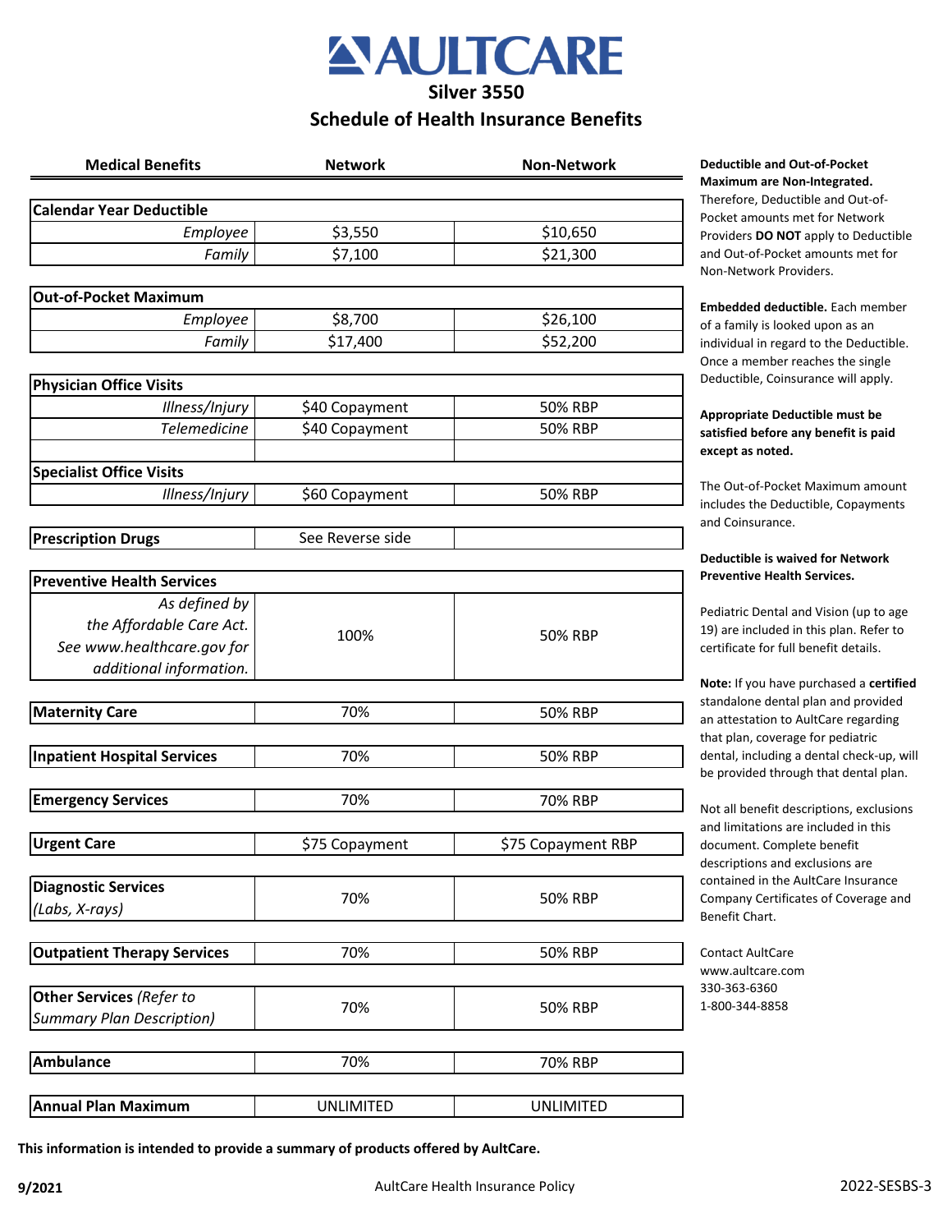# AULTCARE

## Silver 3550

## Schedule of Health Insurance Benefits

| Medical Benefits | | Network | Non-Network |
|---|---|---|---|
| **Calendar Year Deductible** | | | |
| | *Employee* | $3,550 | $10,650 |
| | *Family* | $7,100 | $21,300 |
| **Out-of-Pocket Maximum** | | | |
| | *Employee* | $8,700 | $26,100 |
| | *Family* | $17,400 | $52,200 |
| **Physician Office Visits** | | | |
| | *Illness/Injury* | $40 Copayment | 50% RBP |
| | *Telemedicine* | $40 Copayment | 50% RBP |
| | | | |
| **Specialist Office Visits** | | | |
| | *Illness/Injury* | $60 Copayment | 50% RBP |
| **Prescription Drugs** | | See Reverse side | |
| **Preventive Health Services** | | | |
| | *As defined by the Affordable Care Act. See www.healthcare.gov for additional information.* | 100% | 50% RBP |
| **Maternity Care** | | 70% | 50% RBP |
| **Inpatient Hospital Services** | | 70% | 50% RBP |
| **Emergency Services** | | 70% | 70% RBP |
| **Urgent Care** | | $75 Copayment | $75 Copayment RBP |
| **Diagnostic Services** *(Labs, X-rays)* | | 70% | 50% RBP |
| **Outpatient Therapy Services** | | 70% | 50% RBP |
| **Other Services** *(Refer to Summary Plan Description)* | | 70% | 50% RBP |
| **Ambulance** | | 70% | 70% RBP |
| **Annual Plan Maximum** | | UNLIMITED | UNLIMITED |

**Deductible and Out-of-Pocket Maximum are Non-Integrated.** Therefore, Deductible and Out-of-Pocket amounts met for Network Providers **DO NOT** apply to Deductible and Out-of-Pocket amounts met for Non-Network Providers.

**Embedded deductible.** Each member of a family is looked upon as an individual in regard to the Deductible. Once a member reaches the single Deductible, Coinsurance will apply.

**Appropriate Deductible must be satisfied before any benefit is paid except as noted.**

The Out-of-Pocket Maximum amount includes the Deductible, Copayments and Coinsurance.

**Deductible is waived for Network Preventive Health Services.**

Pediatric Dental and Vision (up to age 19) are included in this plan. Refer to certificate for full benefit details.

**Note:** If you have purchased a **certified** standalone dental plan and provided an attestation to AultCare regarding that plan, coverage for pediatric dental, including a dental check-up, will be provided through that dental plan.

Not all benefit descriptions, exclusions and limitations are included in this document. Complete benefit descriptions and exclusions are contained in the AultCare Insurance Company Certificates of Coverage and Benefit Chart.

Contact AultCare
www.aultcare.com
330-363-6360
1-800-344-8858

**This information is intended to provide a summary of products offered by AultCare.**

**9/2021** AultCare Health Insurance Policy 2022-SESBS-3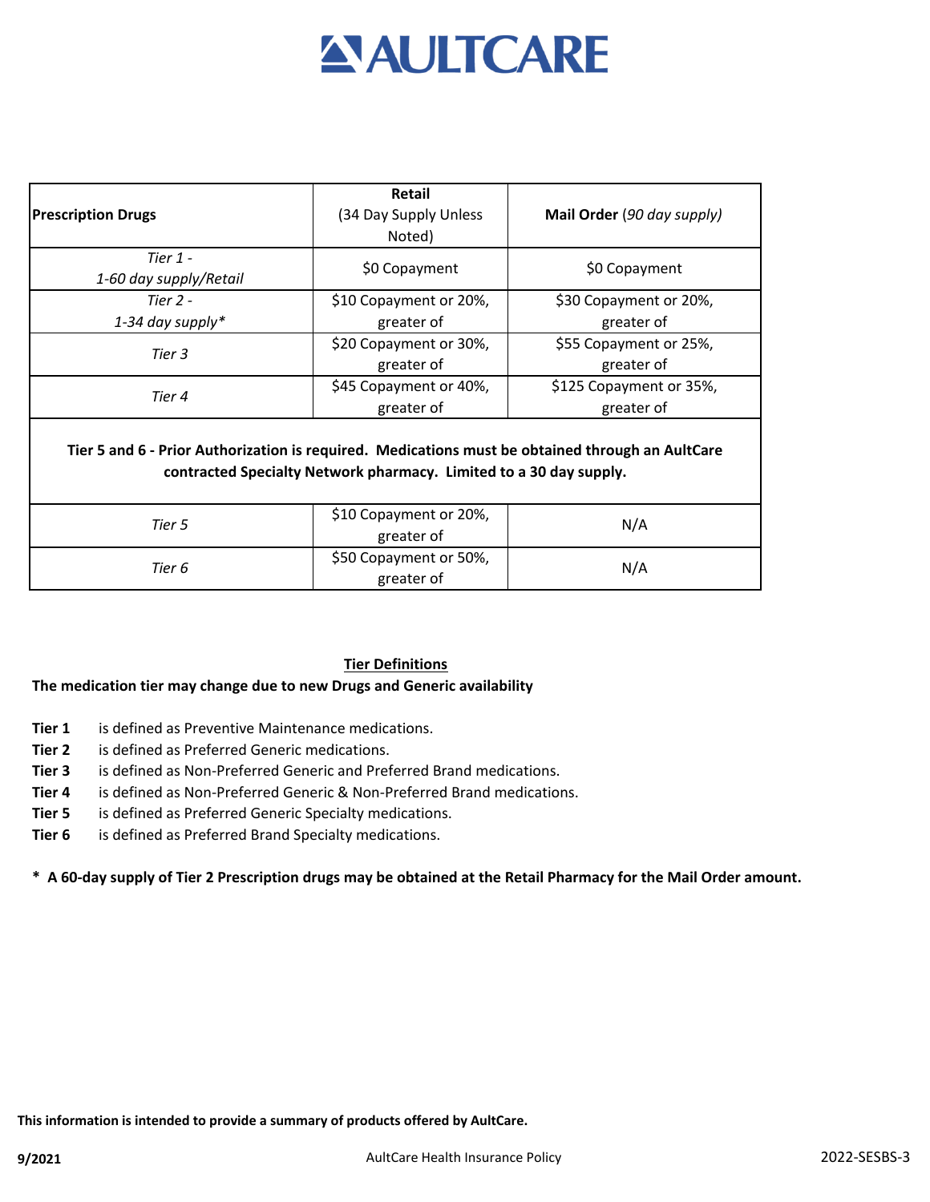# AULTCARE

| **Prescription Drugs** | **Retail** (34 Day Supply Unless Noted) | **Mail Order** (*90 day supply*) |
|---|---|---|
| *Tier 1 - 1-60 day supply/Retail* | $0 Copayment | $0 Copayment |
| *Tier 2 - 1-34 day supply** | $10 Copayment or 20%, greater of | $30 Copayment or 20%, greater of |
| *Tier 3* | $20 Copayment or 30%, greater of | $55 Copayment or 25%, greater of |
| *Tier 4* | $45 Copayment or 40%, greater of | $125 Copayment or 35%, greater of |
| **Tier 5 and 6 - Prior Authorization is required. Medications must be obtained through an AultCare contracted Specialty Network pharmacy. Limited to a 30 day supply.** | | |
| *Tier 5* | $10 Copayment or 20%, greater of | N/A |
| *Tier 6* | $50 Copayment or 50%, greater of | N/A |

## Tier Definitions

**The medication tier may change due to new Drugs and Generic availability**

- **Tier 1** is defined as Preventive Maintenance medications.
- **Tier 2** is defined as Preferred Generic medications.
- **Tier 3** is defined as Non-Preferred Generic and Preferred Brand medications.
- **Tier 4** is defined as Non-Preferred Generic & Non-Preferred Brand medications.
- **Tier 5** is defined as Preferred Generic Specialty medications.
- **Tier 6** is defined as Preferred Brand Specialty medications.

**\* A 60-day supply of Tier 2 Prescription drugs may be obtained at the Retail Pharmacy for the Mail Order amount.**

**This information is intended to provide a summary of products offered by AultCare.**

**9/2021** AultCare Health Insurance Policy 2022-SESBS-3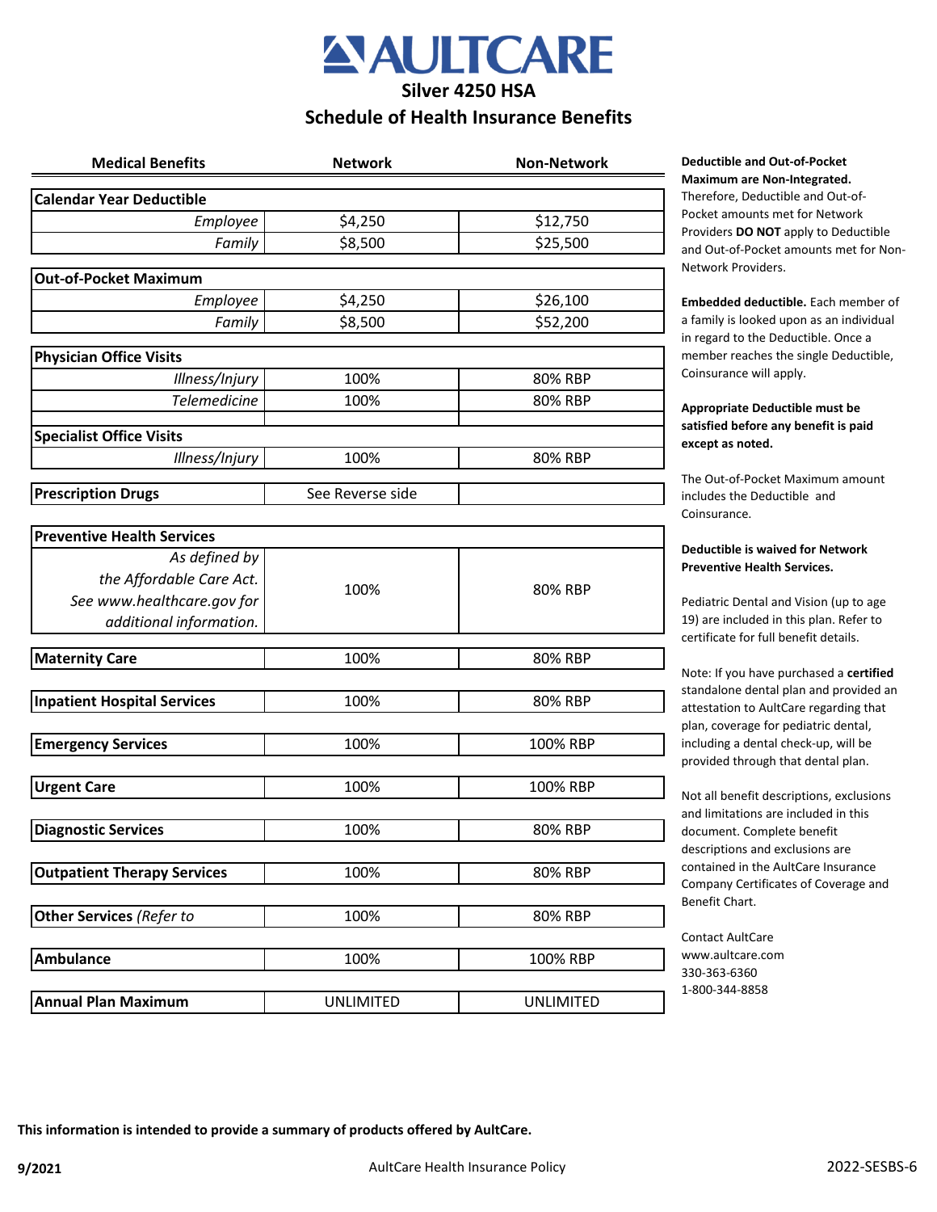# AULTCARE

## Silver 4250 HSA

## Schedule of Health Insurance Benefits

| Medical Benefits | Network | Non-Network |
|---|---|---|
| **Calendar Year Deductible** | | |
| *Employee* | $4,250 | $12,750 |
| *Family* | $8,500 | $25,500 |
| **Out-of-Pocket Maximum** | | |
| *Employee* | $4,250 | $26,100 |
| *Family* | $8,500 | $52,200 |
| **Physician Office Visits** | | |
| *Illness/Injury* | 100% | 80% RBP |
| *Telemedicine* | 100% | 80% RBP |
| **Specialist Office Visits** | | |
| *Illness/Injury* | 100% | 80% RBP |
| **Prescription Drugs** | See Reverse side | |
| **Preventive Health Services** | | |
| *As defined by the Affordable Care Act. See www.healthcare.gov for additional information.* | 100% | 80% RBP |
| **Maternity Care** | 100% | 80% RBP |
| **Inpatient Hospital Services** | 100% | 80% RBP |
| **Emergency Services** | 100% | 100% RBP |
| **Urgent Care** | 100% | 100% RBP |
| **Diagnostic Services** | 100% | 80% RBP |
| **Outpatient Therapy Services** | 100% | 80% RBP |
| **Other Services** *(Refer to* | 100% | 80% RBP |
| **Ambulance** | 100% | 100% RBP |
| **Annual Plan Maximum** | UNLIMITED | UNLIMITED |

**Deductible and Out-of-Pocket Maximum are Non-Integrated.** Therefore, Deductible and Out-of-Pocket amounts met for Network Providers **DO NOT** apply to Deductible and Out-of-Pocket amounts met for Non-Network Providers.

**Embedded deductible.** Each member of a family is looked upon as an individual in regard to the Deductible. Once a member reaches the single Deductible, Coinsurance will apply.

**Appropriate Deductible must be satisfied before any benefit is paid except as noted.**

The Out-of-Pocket Maximum amount includes the Deductible and Coinsurance.

**Deductible is waived for Network Preventive Health Services.**

Pediatric Dental and Vision (up to age 19) are included in this plan. Refer to certificate for full benefit details.

Note: If you have purchased a **certified** standalone dental plan and provided an attestation to AultCare regarding that plan, coverage for pediatric dental, including a dental check-up, will be provided through that dental plan.

Not all benefit descriptions, exclusions and limitations are included in this document. Complete benefit descriptions and exclusions are contained in the AultCare Insurance Company Certificates of Coverage and Benefit Chart.

Contact AultCare
www.aultcare.com
330-363-6360
1-800-344-8858

**This information is intended to provide a summary of products offered by AultCare.**

9/2021 AultCare Health Insurance Policy 2022-SESBS-6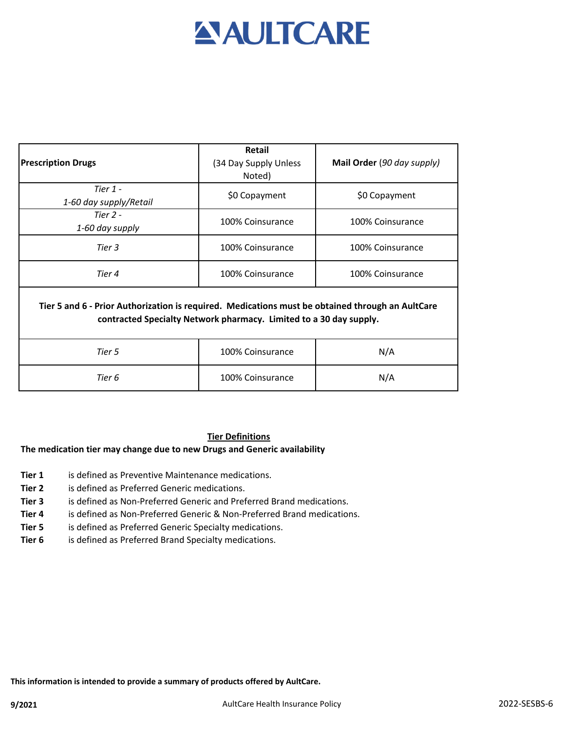# AULTCARE

| **Prescription Drugs** | **Retail** (34 Day Supply Unless Noted) | **Mail Order** *(90 day supply)* |
|---|---|---|
| *Tier 1 - 1-60 day supply/Retail* | $0 Copayment | $0 Copayment |
| *Tier 2 - 1-60 day supply* | 100% Coinsurance | 100% Coinsurance |
| *Tier 3* | 100% Coinsurance | 100% Coinsurance |
| *Tier 4* | 100% Coinsurance | 100% Coinsurance |
| **Tier 5 and 6 - Prior Authorization is required. Medications must be obtained through an AultCare contracted Specialty Network pharmacy. Limited to a 30 day supply.** | | |
| *Tier 5* | 100% Coinsurance | N/A |
| *Tier 6* | 100% Coinsurance | N/A |

## Tier Definitions

**The medication tier may change due to new Drugs and Generic availability**

- **Tier 1** is defined as Preventive Maintenance medications.
- **Tier 2** is defined as Preferred Generic medications.
- **Tier 3** is defined as Non-Preferred Generic and Preferred Brand medications.
- **Tier 4** is defined as Non-Preferred Generic & Non-Preferred Brand medications.
- **Tier 5** is defined as Preferred Generic Specialty medications.
- **Tier 6** is defined as Preferred Brand Specialty medications.

**This information is intended to provide a summary of products offered by AultCare.**

**9/2021** AultCare Health Insurance Policy 2022-SESBS-6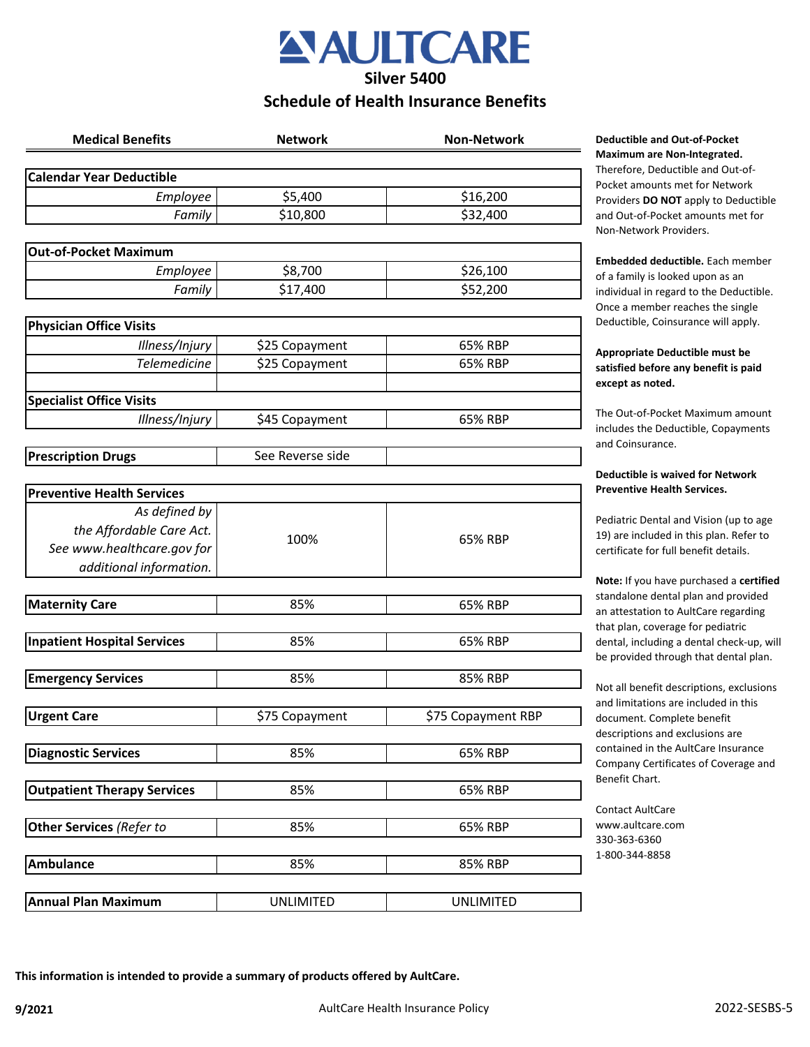# AULTCARE

## Silver 5400

## Schedule of Health Insurance Benefits

| Medical Benefits | Network | Non-Network |
|---|---|---|
| **Calendar Year Deductible** | | |
| *Employee* | $5,400 | $16,200 |
| *Family* | $10,800 | $32,400 |
| **Out-of-Pocket Maximum** | | |
| *Employee* | $8,700 | $26,100 |
| *Family* | $17,400 | $52,200 |
| **Physician Office Visits** | | |
| *Illness/Injury* | $25 Copayment | 65% RBP |
| *Telemedicine* | $25 Copayment | 65% RBP |
| | | |
| **Specialist Office Visits** | | |
| *Illness/Injury* | $45 Copayment | 65% RBP |
| **Prescription Drugs** | See Reverse side | |
| **Preventive Health Services** | | |
| *As defined by the Affordable Care Act. See www.healthcare.gov for additional information.* | 100% | 65% RBP |
| **Maternity Care** | 85% | 65% RBP |
| **Inpatient Hospital Services** | 85% | 65% RBP |
| **Emergency Services** | 85% | 85% RBP |
| **Urgent Care** | $75 Copayment | $75 Copayment RBP |
| **Diagnostic Services** | 85% | 65% RBP |
| **Outpatient Therapy Services** | 85% | 65% RBP |
| **Other Services** *(Refer to* | 85% | 65% RBP |
| **Ambulance** | 85% | 85% RBP |
| **Annual Plan Maximum** | UNLIMITED | UNLIMITED |

**Deductible and Out-of-Pocket Maximum are Non-Integrated.** Therefore, Deductible and Out-of-Pocket amounts met for Network Providers **DO NOT** apply to Deductible and Out-of-Pocket amounts met for Non-Network Providers.

**Embedded deductible.** Each member of a family is looked upon as an individual in regard to the Deductible. Once a member reaches the single Deductible, Coinsurance will apply.

**Appropriate Deductible must be satisfied before any benefit is paid except as noted.**

The Out-of-Pocket Maximum amount includes the Deductible, Copayments and Coinsurance.

**Deductible is waived for Network Preventive Health Services.**

Pediatric Dental and Vision (up to age 19) are included in this plan. Refer to certificate for full benefit details.

**Note:** If you have purchased a **certified** standalone dental plan and provided an attestation to AultCare regarding that plan, coverage for pediatric dental, including a dental check-up, will be provided through that dental plan.

Not all benefit descriptions, exclusions and limitations are included in this document. Complete benefit descriptions and exclusions are contained in the AultCare Insurance Company Certificates of Coverage and Benefit Chart.

Contact AultCare
www.aultcare.com
330-363-6360
1-800-344-8858

**This information is intended to provide a summary of products offered by AultCare.**

**9/2021** AultCare Health Insurance Policy 2022-SESBS-5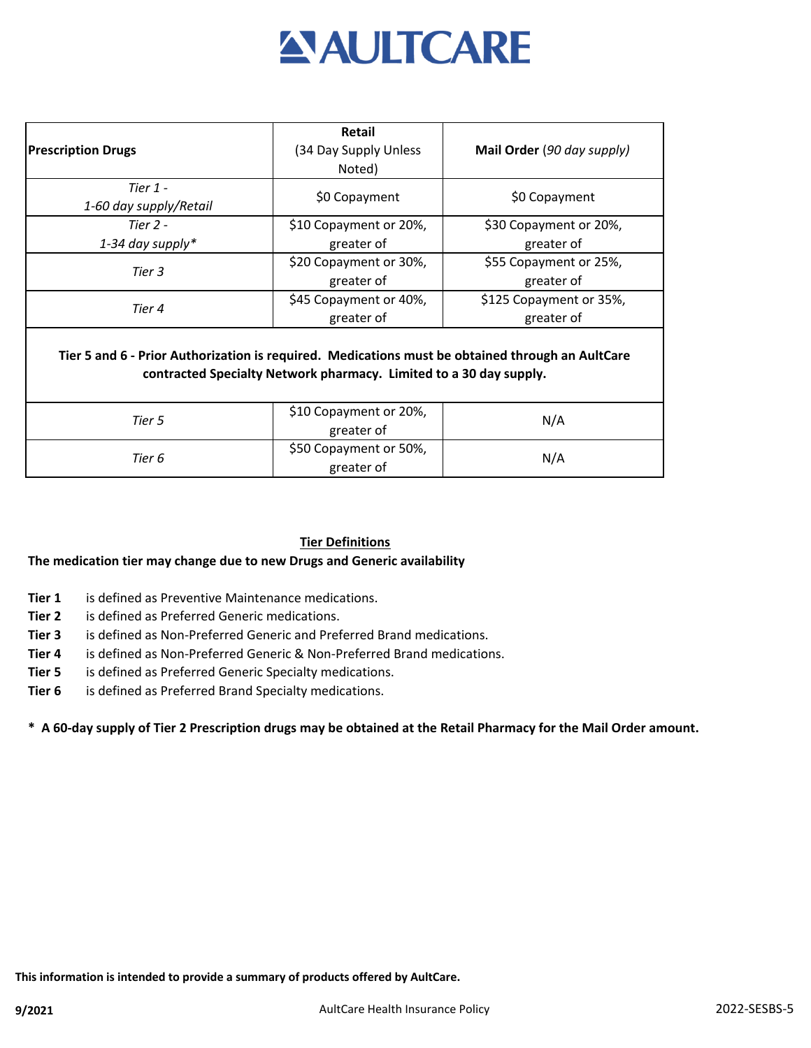# AULTCARE

| Prescription Drugs | Retail (34 Day Supply Unless Noted) | Mail Order (*90 day supply*) |
| --- | --- | --- |
| *Tier 1 - 1-60 day supply/Retail* | $0 Copayment | $0 Copayment |
| *Tier 2 - 1-34 day supply** | $10 Copayment or 20%, greater of | $30 Copayment or 20%, greater of |
| *Tier 3* | $20 Copayment or 30%, greater of | $55 Copayment or 25%, greater of |
| *Tier 4* | $45 Copayment or 40%, greater of | $125 Copayment or 35%, greater of |
| **Tier 5 and 6 - Prior Authorization is required. Medications must be obtained through an AultCare contracted Specialty Network pharmacy. Limited to a 30 day supply.** | | |
| *Tier 5* | $10 Copayment or 20%, greater of | N/A |
| *Tier 6* | $50 Copayment or 50%, greater of | N/A |

**Tier Definitions**

**The medication tier may change due to new Drugs and Generic availability**

- **Tier 1** is defined as Preventive Maintenance medications.
- **Tier 2** is defined as Preferred Generic medications.
- **Tier 3** is defined as Non-Preferred Generic and Preferred Brand medications.
- **Tier 4** is defined as Non-Preferred Generic & Non-Preferred Brand medications.
- **Tier 5** is defined as Preferred Generic Specialty medications.
- **Tier 6** is defined as Preferred Brand Specialty medications.

**\* A 60-day supply of Tier 2 Prescription drugs may be obtained at the Retail Pharmacy for the Mail Order amount.**

**This information is intended to provide a summary of products offered by AultCare.**

**9/2021** AultCare Health Insurance Policy 2022-SESBS-5